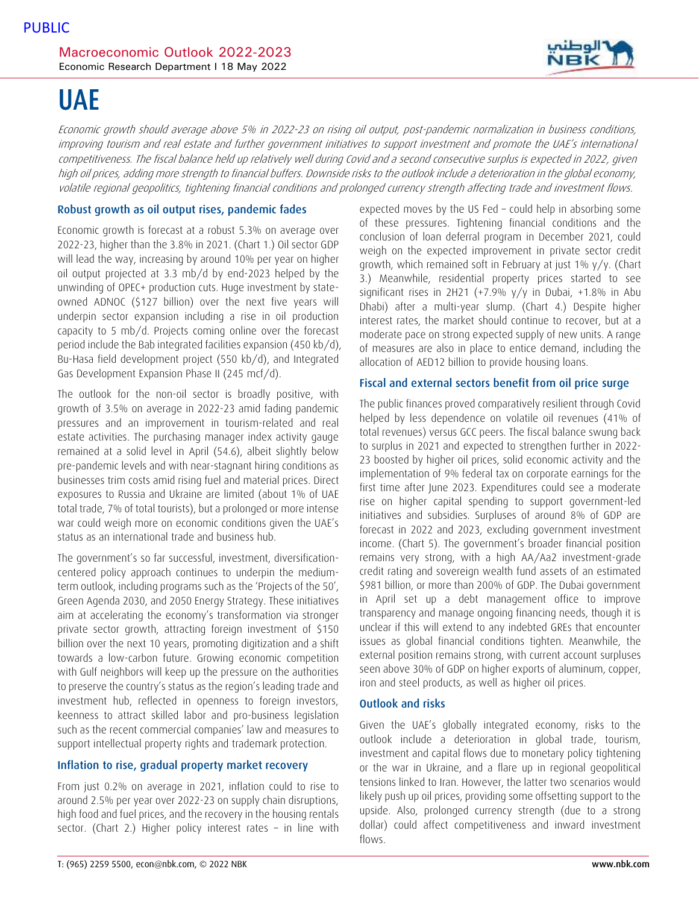PUBLIC

Macroeconomic Outlook 2022-2023

Economic Research Department I 18 May 2022

# UAE

*Economic growth should average above 5% in 2022-23 on rising oil output, post-pandemic normalization in business conditions, improving tourism and real estate and further government initiatives to support investment and promote the UAE's international competitiveness. The fiscal balance held up relatively well during Covid and a second consecutive surplus is expected in 2022, given high oil prices, adding more strength to financial buffers. Downside risks to the outlook include a deterioration in the global economy, volatile regional geopolitics, tightening financial conditions and prolonged currency strength affecting trade and investment flows.*

## Robust growth as oil output rises, pandemic fades

Economic growth is forecast at a robust 5.3% on average over 2022-23, higher than the 3.8% in 2021. (Chart 1.) Oil sector GDP will lead the way, increasing by around 10% per year on higher oil output projected at 3.3 mb/d by end-2023 helped by the unwinding of OPEC+ production cuts. Huge investment by state-owned ADNOC ($127 billion) over the next five years will underpin sector expansion including a rise in oil production capacity to 5 mb/d. Projects coming online over the forecast period include the Bab integrated facilities expansion (450 kb/d), Bu-Hasa field development project (550 kb/d), and Integrated Gas Development Expansion Phase II (245 mcf/d).

The outlook for the non-oil sector is broadly positive, with growth of 3.5% on average in 2022-23 amid fading pandemic pressures and an improvement in tourism-related and real estate activities. The purchasing manager index activity gauge remained at a solid level in April (54.6), albeit slightly below pre-pandemic levels and with near-stagnant hiring conditions as businesses trim costs amid rising fuel and material prices. Direct exposures to Russia and Ukraine are limited (about 1% of UAE total trade, 7% of total tourists), but a prolonged or more intense war could weigh more on economic conditions given the UAE's status as an international trade and business hub.

The government's so far successful, investment, diversification-centered policy approach continues to underpin the medium-term outlook, including programs such as the 'Projects of the 50', Green Agenda 2030, and 2050 Energy Strategy. These initiatives aim at accelerating the economy's transformation via stronger private sector growth, attracting foreign investment of $150 billion over the next 10 years, promoting digitization and a shift towards a low-carbon future. Growing economic competition with Gulf neighbors will keep up the pressure on the authorities to preserve the country's status as the region's leading trade and investment hub, reflected in openness to foreign investors, keenness to attract skilled labor and pro-business legislation such as the recent commercial companies' law and measures to support intellectual property rights and trademark protection.

## Inflation to rise, gradual property market recovery

From just 0.2% on average in 2021, inflation could to rise to around 2.5% per year over 2022-23 on supply chain disruptions, high food and fuel prices, and the recovery in the housing rentals sector. (Chart 2.) Higher policy interest rates – in line with expected moves by the US Fed – could help in absorbing some of these pressures. Tightening financial conditions and the conclusion of loan deferral program in December 2021, could weigh on the expected improvement in private sector credit growth, which remained soft in February at just 1% y/y. (Chart 3.) Meanwhile, residential property prices started to see significant rises in 2H21 (+7.9% y/y in Dubai, +1.8% in Abu Dhabi) after a multi-year slump. (Chart 4.) Despite higher interest rates, the market should continue to recover, but at a moderate pace on strong expected supply of new units. A range of measures are also in place to entice demand, including the allocation of AED12 billion to provide housing loans.

## Fiscal and external sectors benefit from oil price surge

The public finances proved comparatively resilient through Covid helped by less dependence on volatile oil revenues (41% of total revenues) versus GCC peers. The fiscal balance swung back to surplus in 2021 and expected to strengthen further in 2022-23 boosted by higher oil prices, solid economic activity and the implementation of 9% federal tax on corporate earnings for the first time after June 2023. Expenditures could see a moderate rise on higher capital spending to support government-led initiatives and subsidies. Surpluses of around 8% of GDP are forecast in 2022 and 2023, excluding government investment income. (Chart 5). The government's broader financial position remains very strong, with a high AA/Aa2 investment-grade credit rating and sovereign wealth fund assets of an estimated $981 billion, or more than 200% of GDP. The Dubai government in April set up a debt management office to improve transparency and manage ongoing financing needs, though it is unclear if this will extend to any indebted GREs that encounter issues as global financial conditions tighten. Meanwhile, the external position remains strong, with current account surpluses seen above 30% of GDP on higher exports of aluminum, copper, iron and steel products, as well as higher oil prices.

## Outlook and risks

Given the UAE's globally integrated economy, risks to the outlook include a deterioration in global trade, tourism, investment and capital flows due to monetary policy tightening or the war in Ukraine, and a flare up in regional geopolitical tensions linked to Iran. However, the latter two scenarios would likely push up oil prices, providing some offsetting support to the upside. Also, prolonged currency strength (due to a strong dollar) could affect competitiveness and inward investment flows.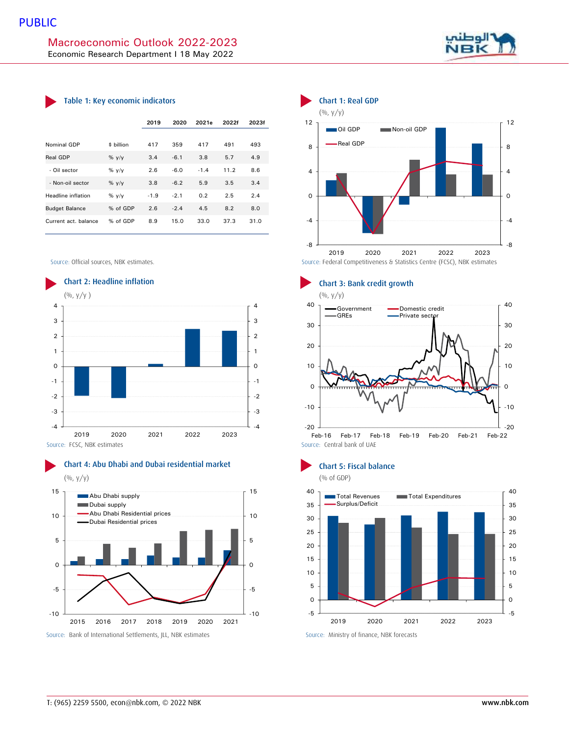PUBLIC

Macroeconomic Outlook 2022-2023
Economic Research Department I 18 May 2022

### Table 1: Key economic indicators

| | | 2019 | 2020 | 2021e | 2022f | 2023f |
|---|---|---|---|---|---|---|
| Nominal GDP | $ billion | 417 | 359 | 417 | 491 | 493 |
| Real GDP | % y/y | 3.4 | -6.1 | 3.8 | 5.7 | 4.9 |
| - Oil sector | % y/y | 2.6 | -6.0 | -1.4 | 11.2 | 8.6 |
| - Non-oil sector | % y/y | 3.8 | -6.2 | 5.9 | 3.5 | 3.4 |
| Headline inflation | % y/y | -1.9 | -2.1 | 0.2 | 2.5 | 2.4 |
| Budget Balance | % of GDP | 2.6 | -2.4 | 4.5 | 8.2 | 8.0 |
| Current act. balance | % of GDP | 8.9 | 15.0 | 33.0 | 37.3 | 31.0 |

Source: Official sources, NBK estimates.

### Chart 1: Real GDP

(%, y/y)

Oil GDP
Non-oil GDP
Real GDP

12, 8, 4, 0, -4, -8

2019 2020 2021 2022 2023

Source: Federal Competitiveness & Statistics Centre (FCSC), NBK estimates

### Chart 2: Headline inflation

(%, y/y )

4, 3, 2, 1, 0, -1, -2, -3, -4

2019 2020 2021 2022 2023

Source: FCSC, NBK estimates

### Chart 3: Bank credit growth

(%, y/y)

Government
GREs
Domestic credit
Private sector

40, 30, 20, 10, 0, -10, -20

Feb-16 Feb-17 Feb-18 Feb-19 Feb-20 Feb-21 Feb-22

Source: Central bank of UAE

### Chart 4: Abu Dhabi and Dubai residential market

(%, y/y)

Abu Dhabi supply
Dubai supply
Abu Dhabi Residential prices
Dubai Residential prices

15, 10, 5, 0, -5, -10

2015 2016 2017 2018 2019 2020 2021

Source: Bank of International Settlements, JLL, NBK estimates

### Chart 5: Fiscal balance

(% of GDP)

Total Revenues
Total Expenditures
Surplus/Deficit

40, 35, 30, 25, 20, 15, 10, 5, 0, -5

2019 2020 2021 2022 2023

Source: Ministry of finance, NBK forecasts

T: (965) 2259 5500, econ@nbk.com, © 2022 NBK

www.nbk.com